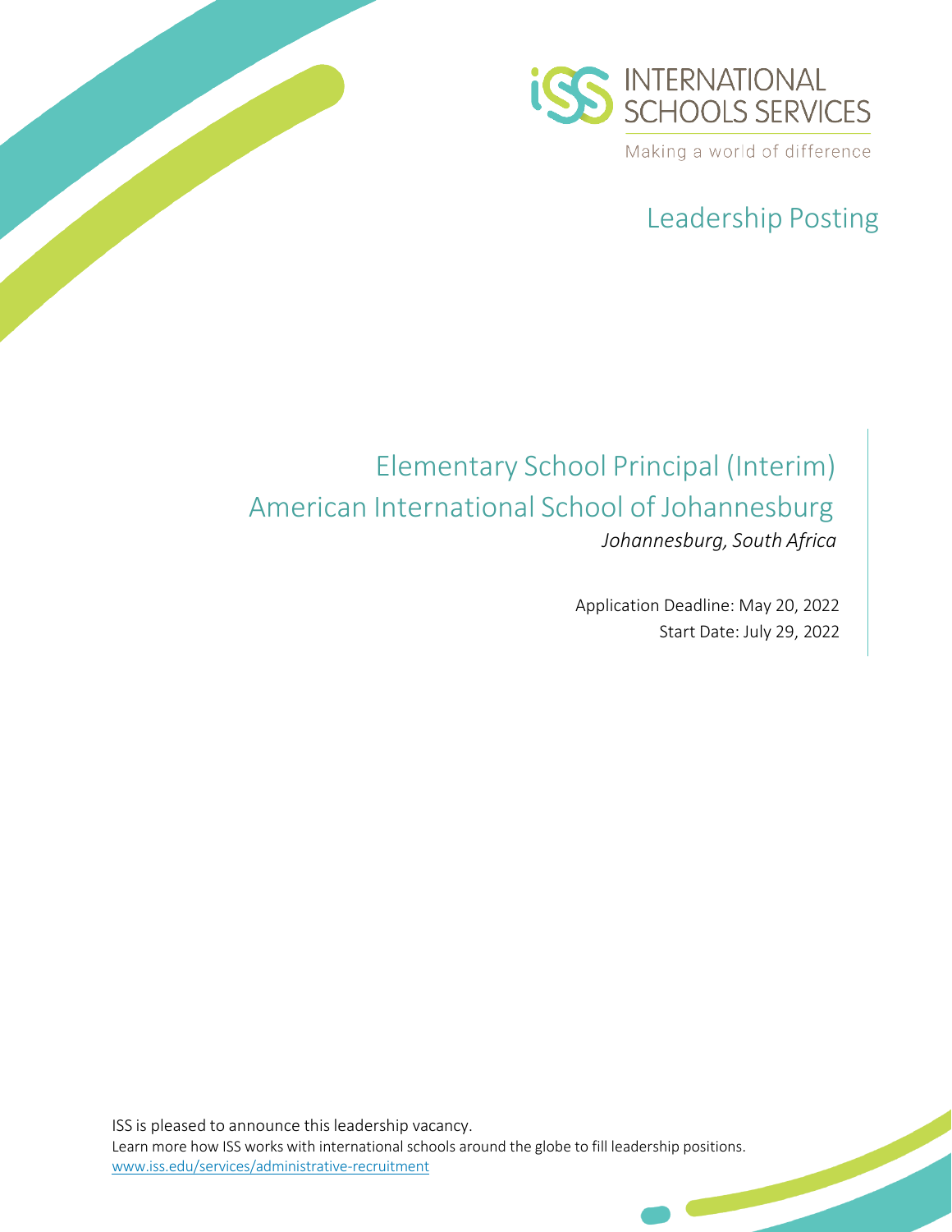INTERNATIONAL SCHOOLS SERVICES

Making a world of difference

## Leadership Posting

# Elementary School Principal (Interim)

# American International School of Johannesburg

*Johannesburg, South Africa*

Application Deadline: May 20, 2022

Start Date: July 29, 2022

ISS is pleased to announce this leadership vacancy.

Learn more how ISS works with international schools around the globe to fill leadership positions.

[www.iss.edu/services/administrative-recruitment](http://www.iss.edu/services/administrative-recruitment)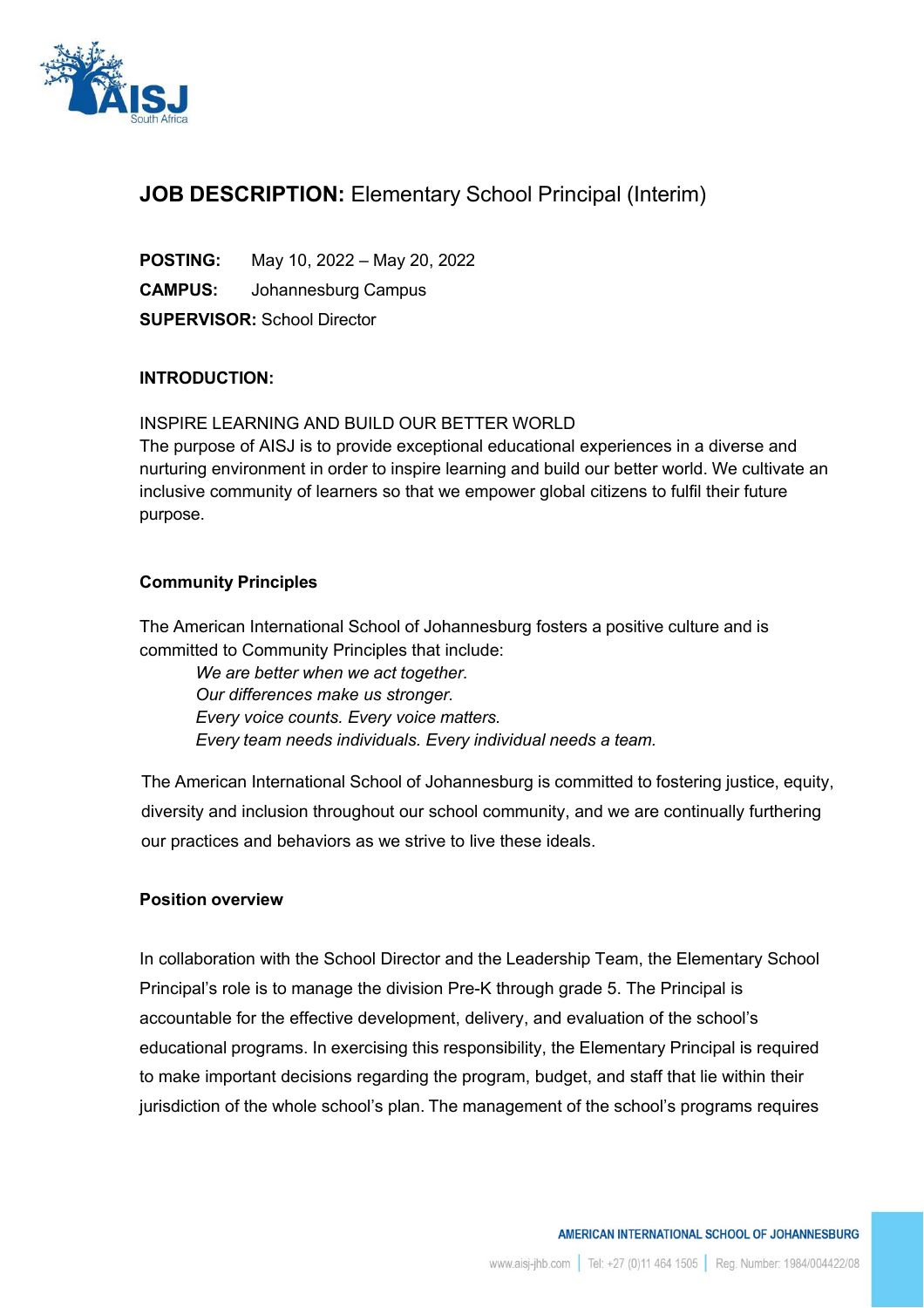## JOB DESCRIPTION: Elementary School Principal (Interim)

**POSTING:** May 10, 2022 – May 20, 2022

**CAMPUS:** Johannesburg Campus

**SUPERVISOR:** School Director

### INTRODUCTION:

INSPIRE LEARNING AND BUILD OUR BETTER WORLD

The purpose of AISJ is to provide exceptional educational experiences in a diverse and nurturing environment in order to inspire learning and build our better world. We cultivate an inclusive community of learners so that we empower global citizens to fulfil their future purpose.

### Community Principles

The American International School of Johannesburg fosters a positive culture and is committed to Community Principles that include:

*We are better when we act together.*
*Our differences make us stronger.*
*Every voice counts. Every voice matters.*
*Every team needs individuals. Every individual needs a team.*

The American International School of Johannesburg is committed to fostering justice, equity, diversity and inclusion throughout our school community, and we are continually furthering our practices and behaviors as we strive to live these ideals.

### Position overview

In collaboration with the School Director and the Leadership Team, the Elementary School Principal's role is to manage the division Pre-K through grade 5. The Principal is accountable for the effective development, delivery, and evaluation of the school's educational programs. In exercising this responsibility, the Elementary Principal is required to make important decisions regarding the program, budget, and staff that lie within their jurisdiction of the whole school's plan. The management of the school's programs requires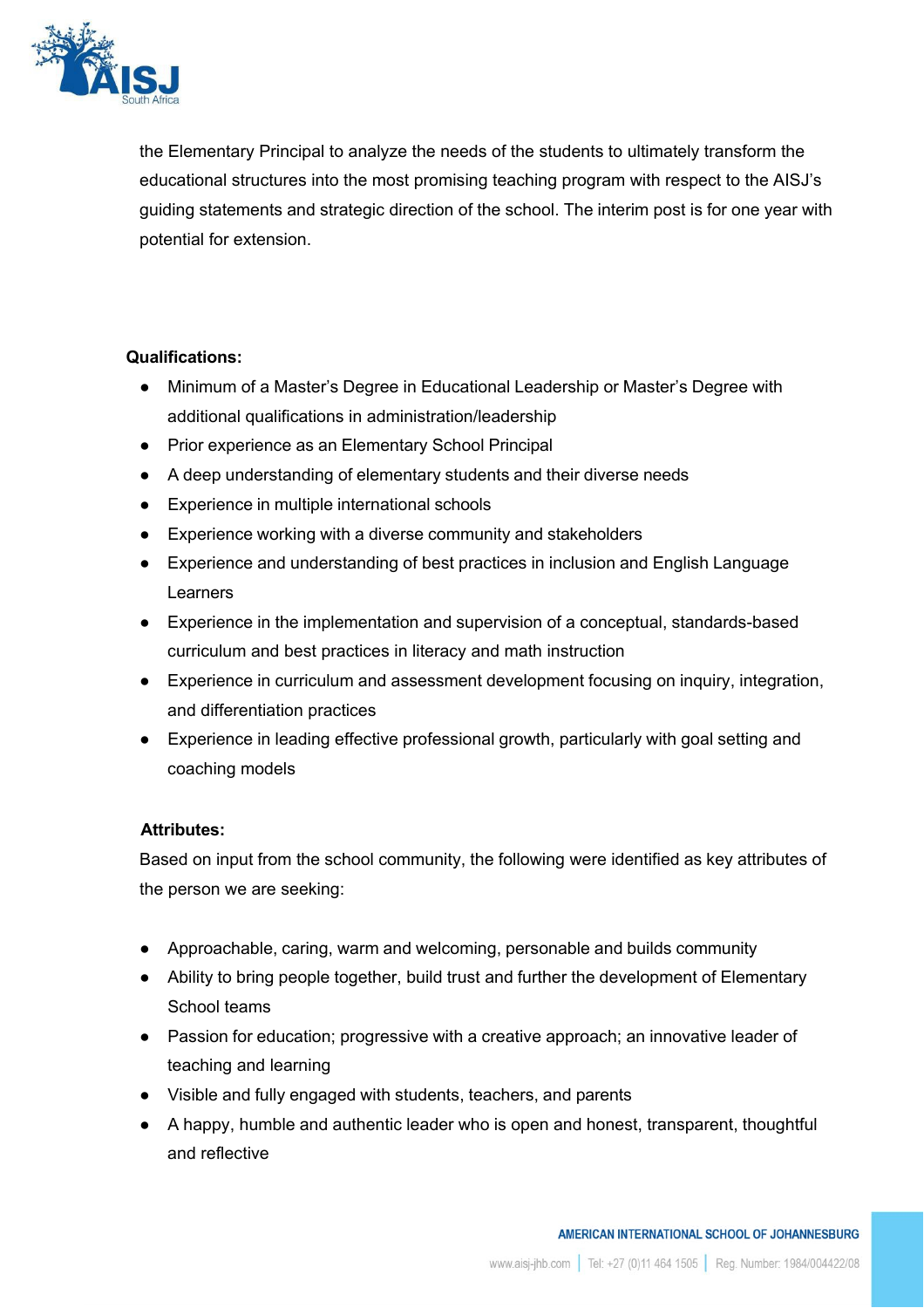the Elementary Principal to analyze the needs of the students to ultimately transform the educational structures into the most promising teaching program with respect to the AISJ's guiding statements and strategic direction of the school. The interim post is for one year with potential for extension.

**Qualifications:**

- Minimum of a Master's Degree in Educational Leadership or Master's Degree with additional qualifications in administration/leadership
- Prior experience as an Elementary School Principal
- A deep understanding of elementary students and their diverse needs
- Experience in multiple international schools
- Experience working with a diverse community and stakeholders
- Experience and understanding of best practices in inclusion and English Language Learners
- Experience in the implementation and supervision of a conceptual, standards-based curriculum and best practices in literacy and math instruction
- Experience in curriculum and assessment development focusing on inquiry, integration, and differentiation practices
- Experience in leading effective professional growth, particularly with goal setting and coaching models

**Attributes:**

Based on input from the school community, the following were identified as key attributes of the person we are seeking:

- Approachable, caring, warm and welcoming, personable and builds community
- Ability to bring people together, build trust and further the development of Elementary School teams
- Passion for education; progressive with a creative approach; an innovative leader of teaching and learning
- Visible and fully engaged with students, teachers, and parents
- A happy, humble and authentic leader who is open and honest, transparent, thoughtful and reflective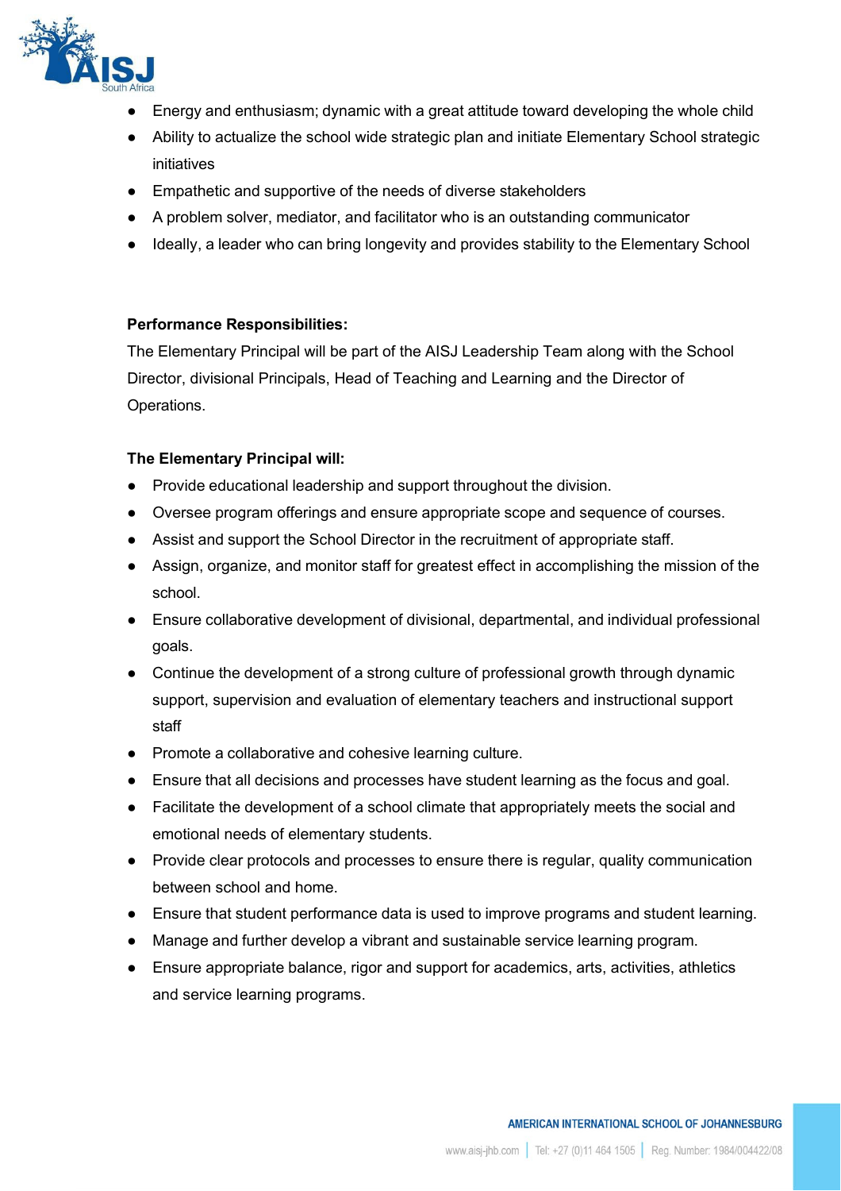- Energy and enthusiasm; dynamic with a great attitude toward developing the whole child
- Ability to actualize the school wide strategic plan and initiate Elementary School strategic initiatives
- Empathetic and supportive of the needs of diverse stakeholders
- A problem solver, mediator, and facilitator who is an outstanding communicator
- Ideally, a leader who can bring longevity and provides stability to the Elementary School

**Performance Responsibilities:**

The Elementary Principal will be part of the AISJ Leadership Team along with the School Director, divisional Principals, Head of Teaching and Learning and the Director of Operations.

**The Elementary Principal will:**

- Provide educational leadership and support throughout the division.
- Oversee program offerings and ensure appropriate scope and sequence of courses.
- Assist and support the School Director in the recruitment of appropriate staff.
- Assign, organize, and monitor staff for greatest effect in accomplishing the mission of the school.
- Ensure collaborative development of divisional, departmental, and individual professional goals.
- Continue the development of a strong culture of professional growth through dynamic support, supervision and evaluation of elementary teachers and instructional support staff
- Promote a collaborative and cohesive learning culture.
- Ensure that all decisions and processes have student learning as the focus and goal.
- Facilitate the development of a school climate that appropriately meets the social and emotional needs of elementary students.
- Provide clear protocols and processes to ensure there is regular, quality communication between school and home.
- Ensure that student performance data is used to improve programs and student learning.
- Manage and further develop a vibrant and sustainable service learning program.
- Ensure appropriate balance, rigor and support for academics, arts, activities, athletics and service learning programs.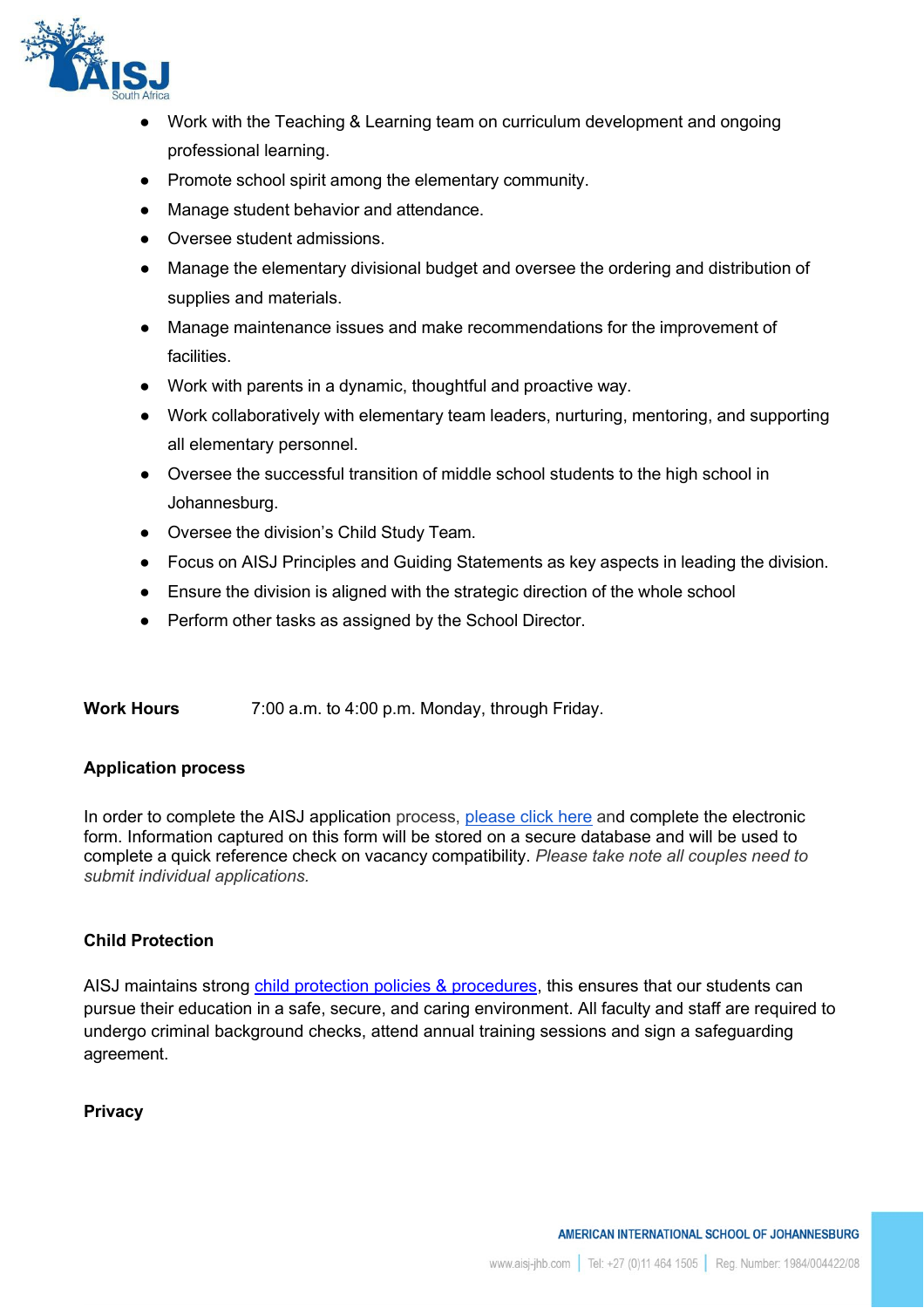- Work with the Teaching & Learning team on curriculum development and ongoing professional learning.
- Promote school spirit among the elementary community.
- Manage student behavior and attendance.
- Oversee student admissions.
- Manage the elementary divisional budget and oversee the ordering and distribution of supplies and materials.
- Manage maintenance issues and make recommendations for the improvement of facilities.
- Work with parents in a dynamic, thoughtful and proactive way.
- Work collaboratively with elementary team leaders, nurturing, mentoring, and supporting all elementary personnel.
- Oversee the successful transition of middle school students to the high school in Johannesburg.
- Oversee the division's Child Study Team.
- Focus on AISJ Principles and Guiding Statements as key aspects in leading the division.
- Ensure the division is aligned with the strategic direction of the whole school
- Perform other tasks as assigned by the School Director.

**Work Hours** 7:00 a.m. to 4:00 p.m. Monday, through Friday.

**Application process**

In order to complete the AISJ application process, please click here and complete the electronic form. Information captured on this form will be stored on a secure database and will be used to complete a quick reference check on vacancy compatibility. *Please take note all couples need to submit individual applications.*

**Child Protection**

AISJ maintains strong child protection policies & procedures, this ensures that our students can pursue their education in a safe, secure, and caring environment. All faculty and staff are required to undergo criminal background checks, attend annual training sessions and sign a safeguarding agreement.

**Privacy**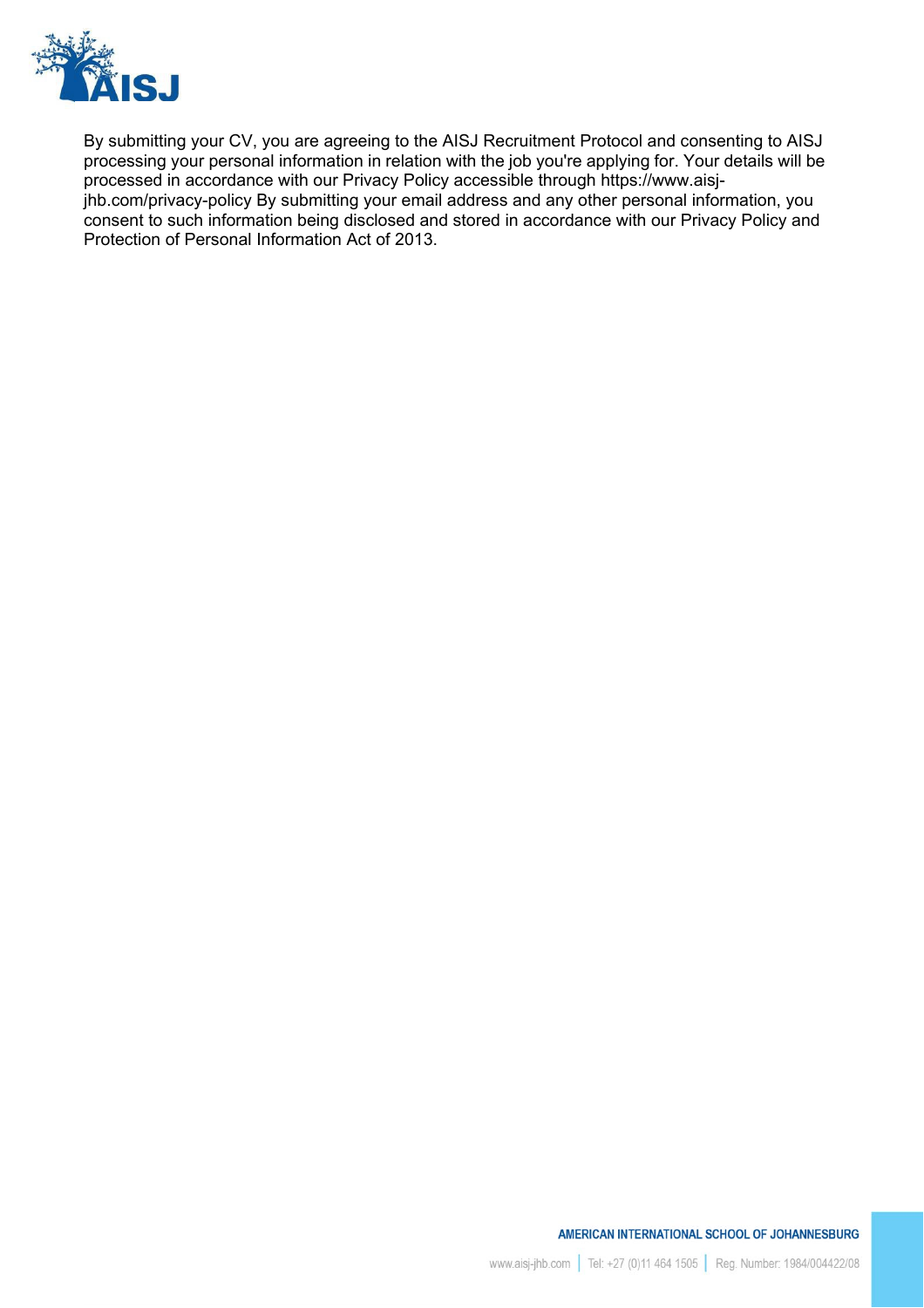By submitting your CV, you are agreeing to the AISJ Recruitment Protocol and consenting to AISJ processing your personal information in relation with the job you're applying for. Your details will be processed in accordance with our Privacy Policy accessible through https://www.aisj-jhb.com/privacy-policy By submitting your email address and any other personal information, you consent to such information being disclosed and stored in accordance with our Privacy Policy and Protection of Personal Information Act of 2013.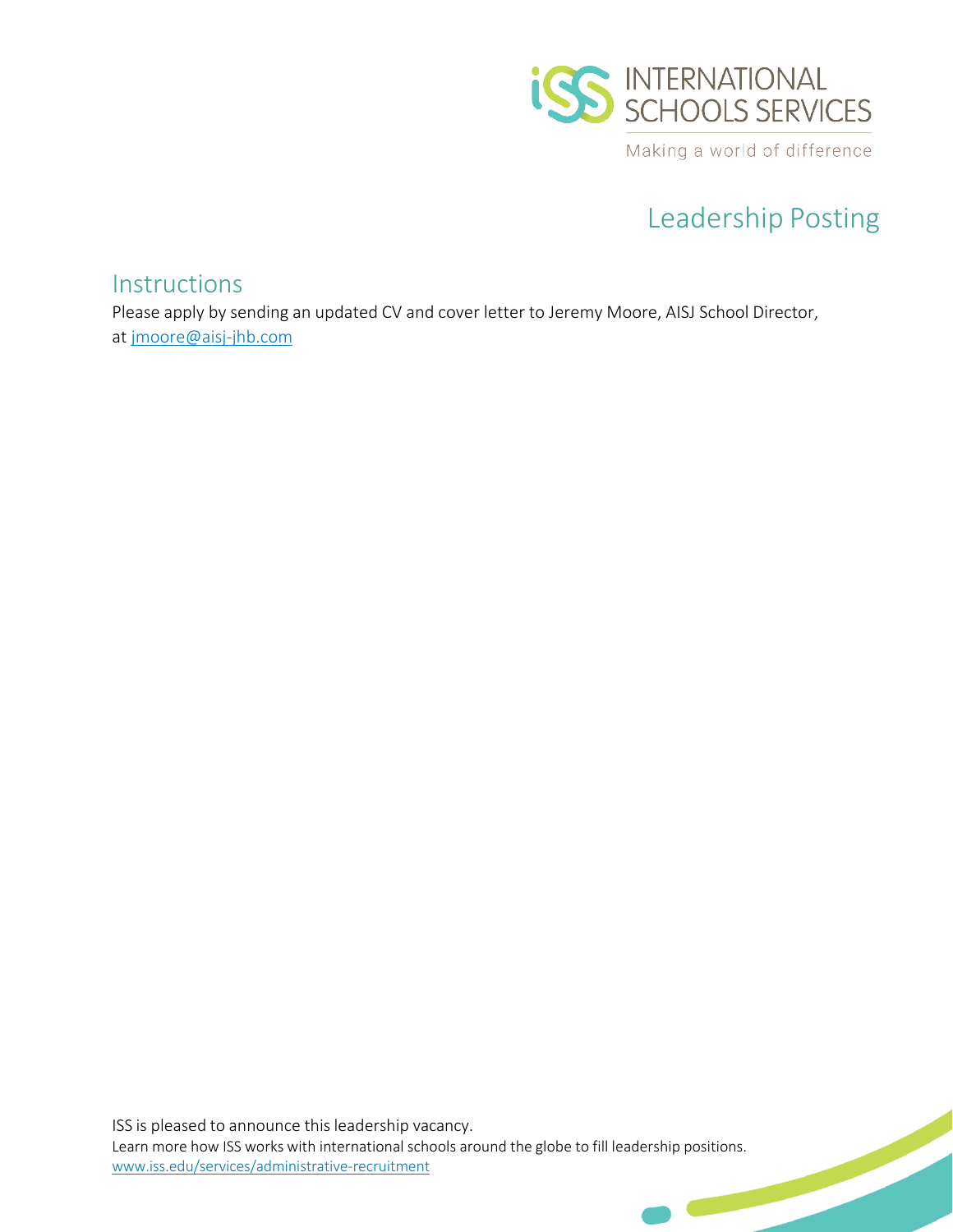# Leadership Posting

## Instructions

Please apply by sending an updated CV and cover letter to Jeremy Moore, AISJ School Director, at jmoore@aisj-jhb.com

ISS is pleased to announce this leadership vacancy.

Learn more how ISS works with international schools around the globe to fill leadership positions.
www.iss.edu/services/administrative-recruitment